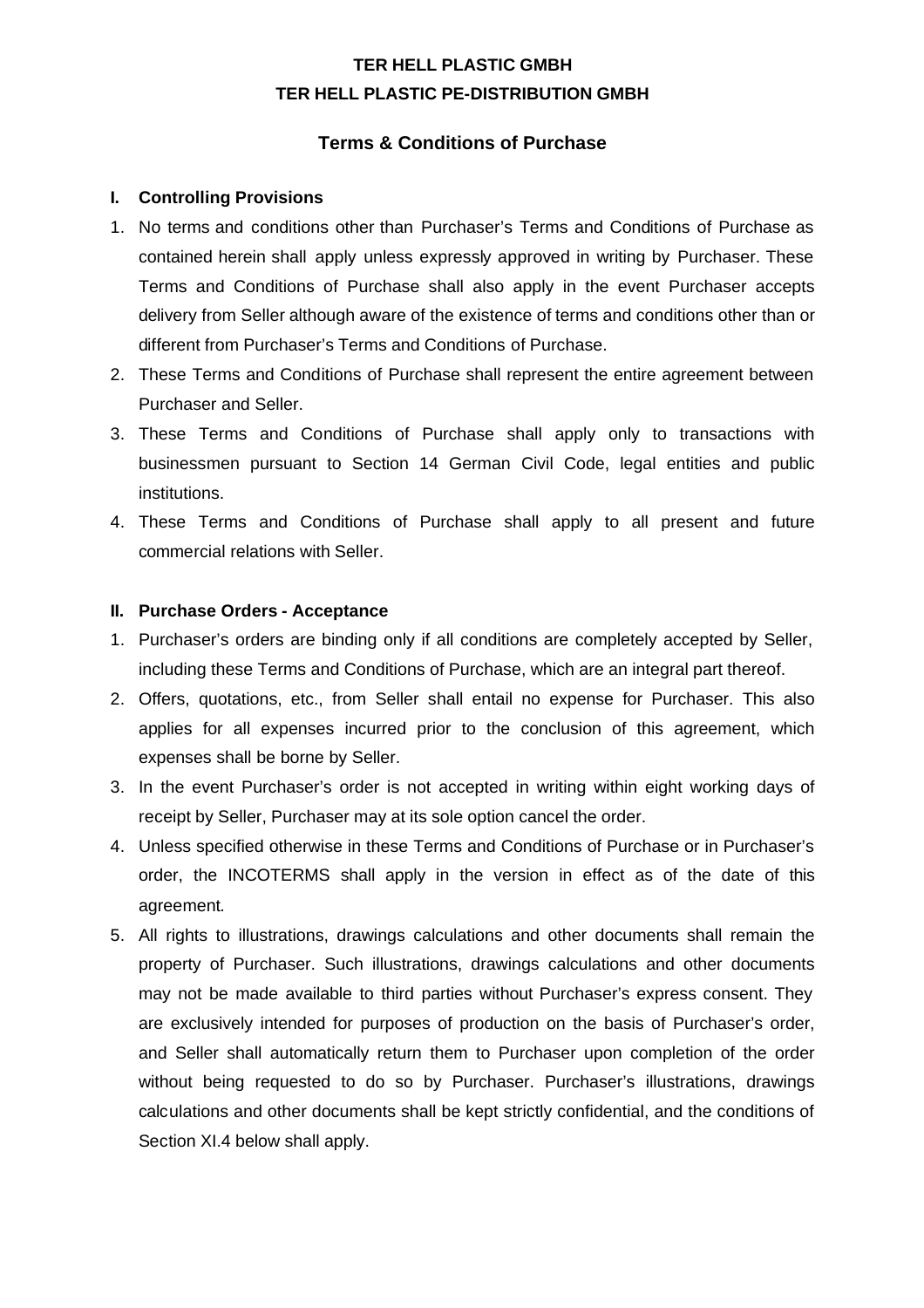# TER HELL PLASTIC GMBH
# TER HELL PLASTIC PE-DISTRIBUTION GMBH

## Terms & Conditions of Purchase

### I. Controlling Provisions

1. No terms and conditions other than Purchaser's Terms and Conditions of Purchase as contained herein shall apply unless expressly approved in writing by Purchaser. These Terms and Conditions of Purchase shall also apply in the event Purchaser accepts delivery from Seller although aware of the existence of terms and conditions other than or different from Purchaser's Terms and Conditions of Purchase.
2. These Terms and Conditions of Purchase shall represent the entire agreement between Purchaser and Seller.
3. These Terms and Conditions of Purchase shall apply only to transactions with businessmen pursuant to Section 14 German Civil Code, legal entities and public institutions.
4. These Terms and Conditions of Purchase shall apply to all present and future commercial relations with Seller.

### II. Purchase Orders - Acceptance

1. Purchaser's orders are binding only if all conditions are completely accepted by Seller, including these Terms and Conditions of Purchase, which are an integral part thereof.
2. Offers, quotations, etc., from Seller shall entail no expense for Purchaser. This also applies for all expenses incurred prior to the conclusion of this agreement, which expenses shall be borne by Seller.
3. In the event Purchaser's order is not accepted in writing within eight working days of receipt by Seller, Purchaser may at its sole option cancel the order.
4. Unless specified otherwise in these Terms and Conditions of Purchase or in Purchaser's order, the INCOTERMS shall apply in the version in effect as of the date of this agreement.
5. All rights to illustrations, drawings calculations and other documents shall remain the property of Purchaser. Such illustrations, drawings calculations and other documents may not be made available to third parties without Purchaser's express consent. They are exclusively intended for purposes of production on the basis of Purchaser's order, and Seller shall automatically return them to Purchaser upon completion of the order without being requested to do so by Purchaser. Purchaser's illustrations, drawings calculations and other documents shall be kept strictly confidential, and the conditions of Section XI.4 below shall apply.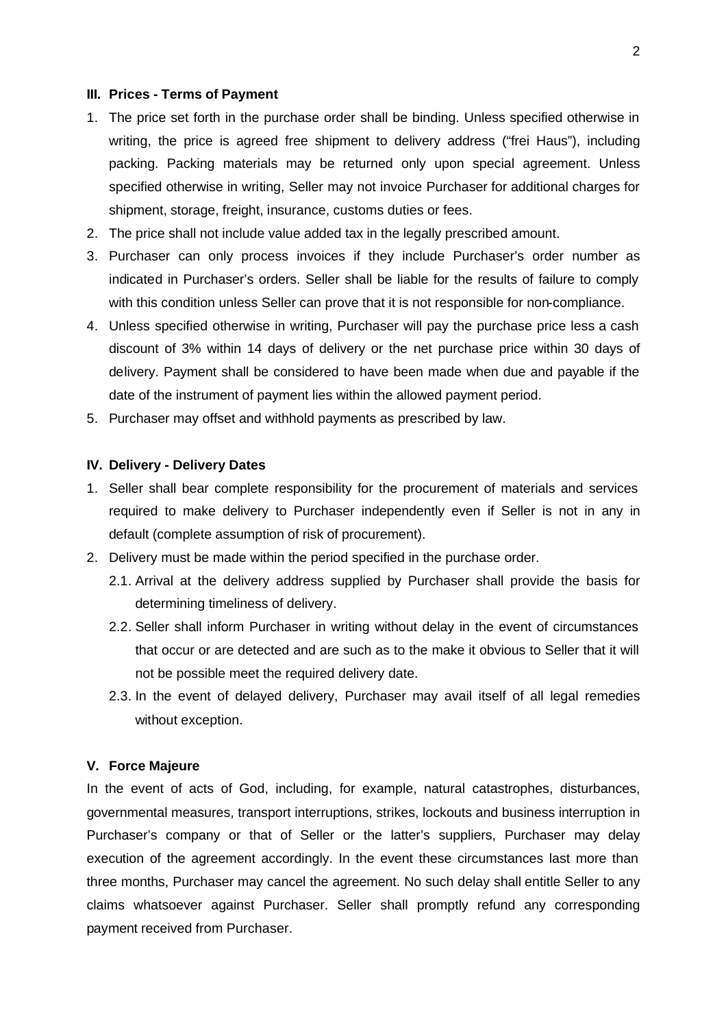### III. Prices - Terms of Payment

1. The price set forth in the purchase order shall be binding. Unless specified otherwise in writing, the price is agreed free shipment to delivery address ("frei Haus"), including packing. Packing materials may be returned only upon special agreement. Unless specified otherwise in writing, Seller may not invoice Purchaser for additional charges for shipment, storage, freight, insurance, customs duties or fees.
2. The price shall not include value added tax in the legally prescribed amount.
3. Purchaser can only process invoices if they include Purchaser's order number as indicated in Purchaser's orders. Seller shall be liable for the results of failure to comply with this condition unless Seller can prove that it is not responsible for non-compliance.
4. Unless specified otherwise in writing, Purchaser will pay the purchase price less a cash discount of 3% within 14 days of delivery or the net purchase price within 30 days of delivery. Payment shall be considered to have been made when due and payable if the date of the instrument of payment lies within the allowed payment period.
5. Purchaser may offset and withhold payments as prescribed by law.

### IV. Delivery - Delivery Dates

1. Seller shall bear complete responsibility for the procurement of materials and services required to make delivery to Purchaser independently even if Seller is not in any in default (complete assumption of risk of procurement).
2. Delivery must be made within the period specified in the purchase order.
   - 2.1. Arrival at the delivery address supplied by Purchaser shall provide the basis for determining timeliness of delivery.
   - 2.2. Seller shall inform Purchaser in writing without delay in the event of circumstances that occur or are detected and are such as to the make it obvious to Seller that it will not be possible meet the required delivery date.
   - 2.3. In the event of delayed delivery, Purchaser may avail itself of all legal remedies without exception.

### V. Force Majeure

In the event of acts of God, including, for example, natural catastrophes, disturbances, governmental measures, transport interruptions, strikes, lockouts and business interruption in Purchaser's company or that of Seller or the latter's suppliers, Purchaser may delay execution of the agreement accordingly. In the event these circumstances last more than three months, Purchaser may cancel the agreement. No such delay shall entitle Seller to any claims whatsoever against Purchaser. Seller shall promptly refund any corresponding payment received from Purchaser.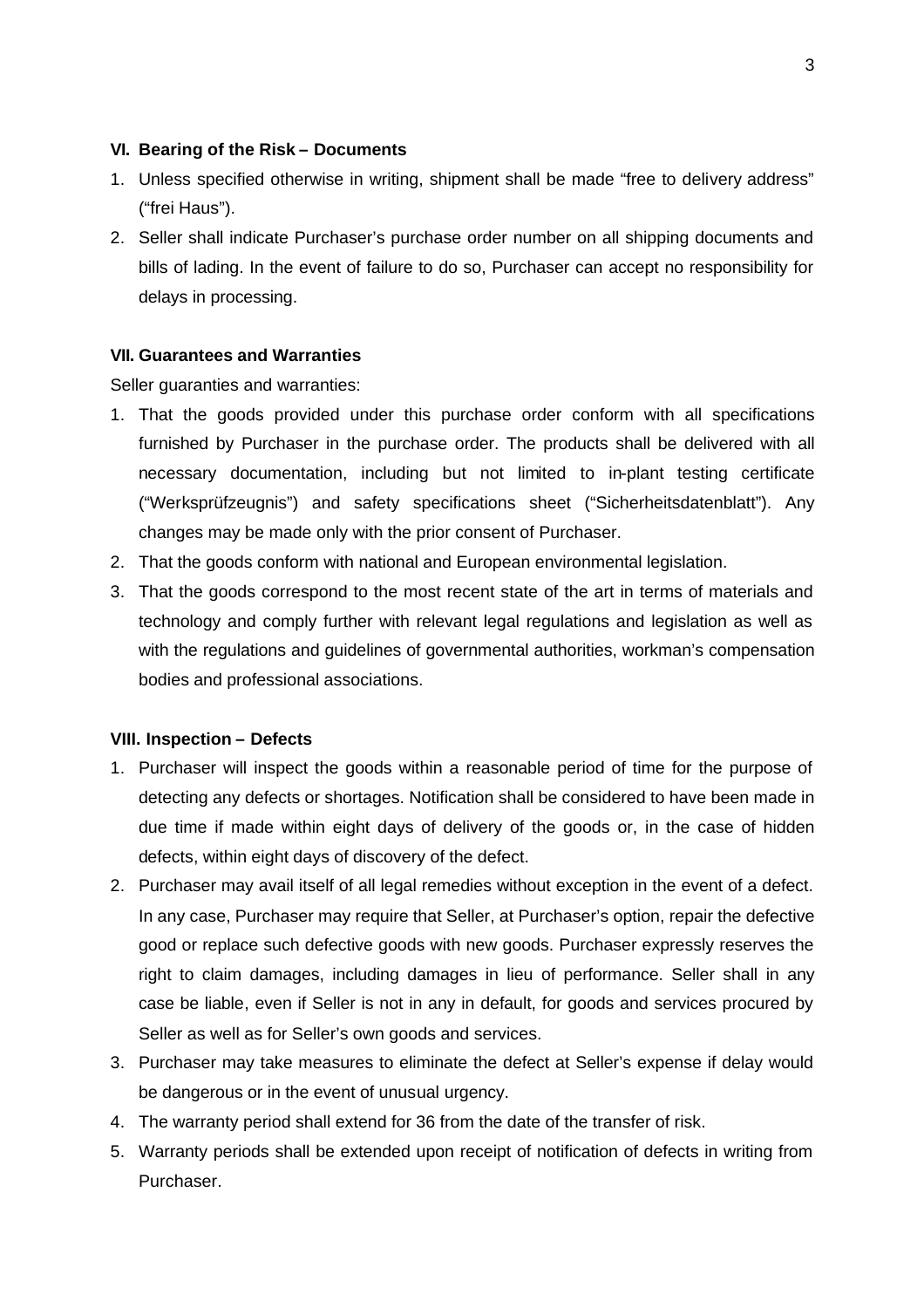### VI. Bearing of the Risk – Documents

1. Unless specified otherwise in writing, shipment shall be made "free to delivery address" ("frei Haus").
2. Seller shall indicate Purchaser's purchase order number on all shipping documents and bills of lading. In the event of failure to do so, Purchaser can accept no responsibility for delays in processing.

### VII. Guarantees and Warranties

Seller guaranties and warranties:

1. That the goods provided under this purchase order conform with all specifications furnished by Purchaser in the purchase order. The products shall be delivered with all necessary documentation, including but not limited to in-plant testing certificate ("Werksprüfzeugnis") and safety specifications sheet ("Sicherheitsdatenblatt"). Any changes may be made only with the prior consent of Purchaser.
2. That the goods conform with national and European environmental legislation.
3. That the goods correspond to the most recent state of the art in terms of materials and technology and comply further with relevant legal regulations and legislation as well as with the regulations and guidelines of governmental authorities, workman's compensation bodies and professional associations.

### VIII. Inspection – Defects

1. Purchaser will inspect the goods within a reasonable period of time for the purpose of detecting any defects or shortages. Notification shall be considered to have been made in due time if made within eight days of delivery of the goods or, in the case of hidden defects, within eight days of discovery of the defect.
2. Purchaser may avail itself of all legal remedies without exception in the event of a defect. In any case, Purchaser may require that Seller, at Purchaser's option, repair the defective good or replace such defective goods with new goods. Purchaser expressly reserves the right to claim damages, including damages in lieu of performance. Seller shall in any case be liable, even if Seller is not in any in default, for goods and services procured by Seller as well as for Seller's own goods and services.
3. Purchaser may take measures to eliminate the defect at Seller's expense if delay would be dangerous or in the event of unusual urgency.
4. The warranty period shall extend for 36 from the date of the transfer of risk.
5. Warranty periods shall be extended upon receipt of notification of defects in writing from Purchaser.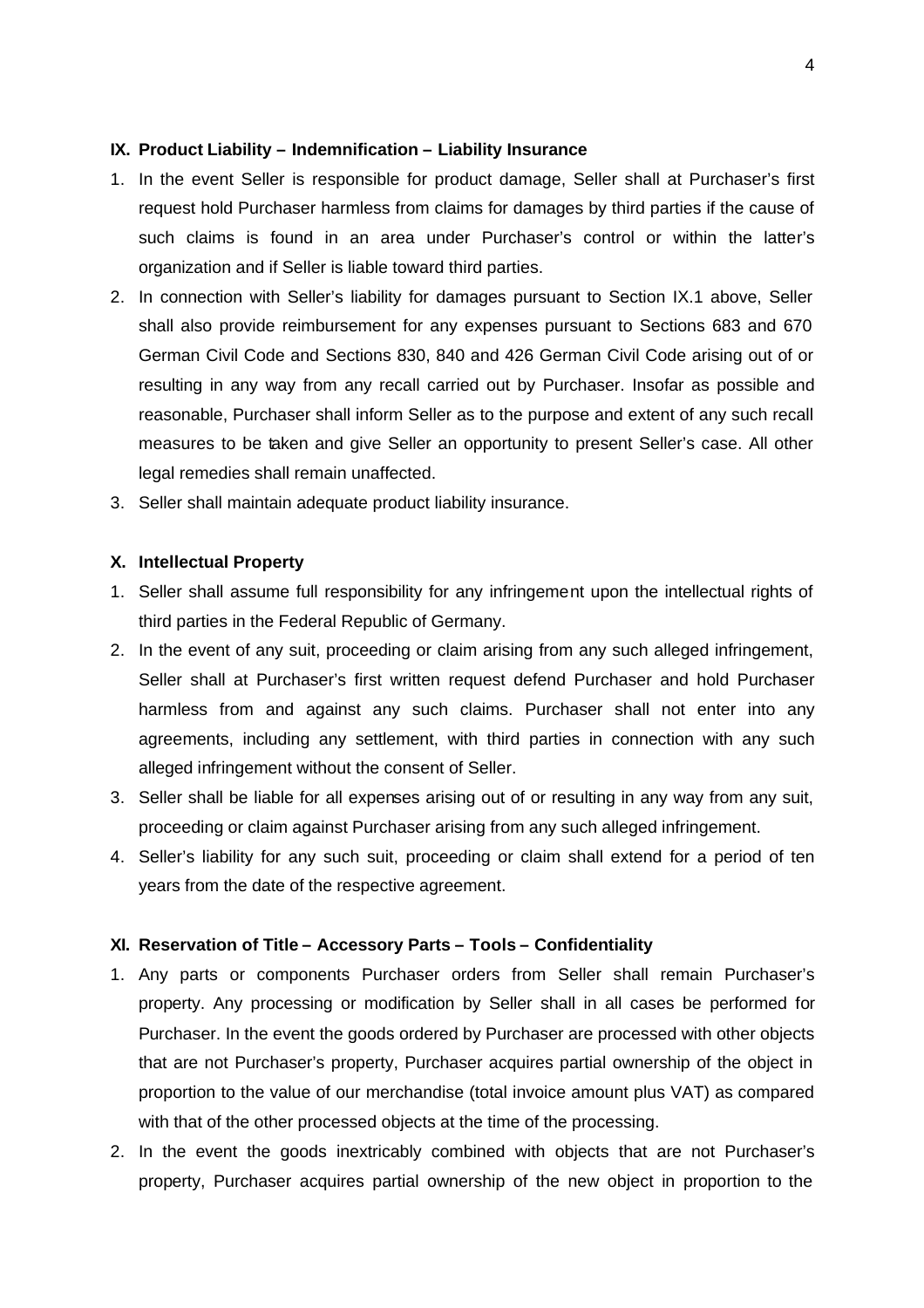## IX. Product Liability – Indemnification – Liability Insurance

1. In the event Seller is responsible for product damage, Seller shall at Purchaser's first request hold Purchaser harmless from claims for damages by third parties if the cause of such claims is found in an area under Purchaser's control or within the latter's organization and if Seller is liable toward third parties.
2. In connection with Seller's liability for damages pursuant to Section IX.1 above, Seller shall also provide reimbursement for any expenses pursuant to Sections 683 and 670 German Civil Code and Sections 830, 840 and 426 German Civil Code arising out of or resulting in any way from any recall carried out by Purchaser. Insofar as possible and reasonable, Purchaser shall inform Seller as to the purpose and extent of any such recall measures to be taken and give Seller an opportunity to present Seller's case. All other legal remedies shall remain unaffected.
3. Seller shall maintain adequate product liability insurance.

## X. Intellectual Property

1. Seller shall assume full responsibility for any infringement upon the intellectual rights of third parties in the Federal Republic of Germany.
2. In the event of any suit, proceeding or claim arising from any such alleged infringement, Seller shall at Purchaser's first written request defend Purchaser and hold Purchaser harmless from and against any such claims. Purchaser shall not enter into any agreements, including any settlement, with third parties in connection with any such alleged infringement without the consent of Seller.
3. Seller shall be liable for all expenses arising out of or resulting in any way from any suit, proceeding or claim against Purchaser arising from any such alleged infringement.
4. Seller's liability for any such suit, proceeding or claim shall extend for a period of ten years from the date of the respective agreement.

## XI. Reservation of Title – Accessory Parts – Tools – Confidentiality

1. Any parts or components Purchaser orders from Seller shall remain Purchaser's property. Any processing or modification by Seller shall in all cases be performed for Purchaser. In the event the goods ordered by Purchaser are processed with other objects that are not Purchaser's property, Purchaser acquires partial ownership of the object in proportion to the value of our merchandise (total invoice amount plus VAT) as compared with that of the other processed objects at the time of the processing.
2. In the event the goods inextricably combined with objects that are not Purchaser's property, Purchaser acquires partial ownership of the new object in proportion to the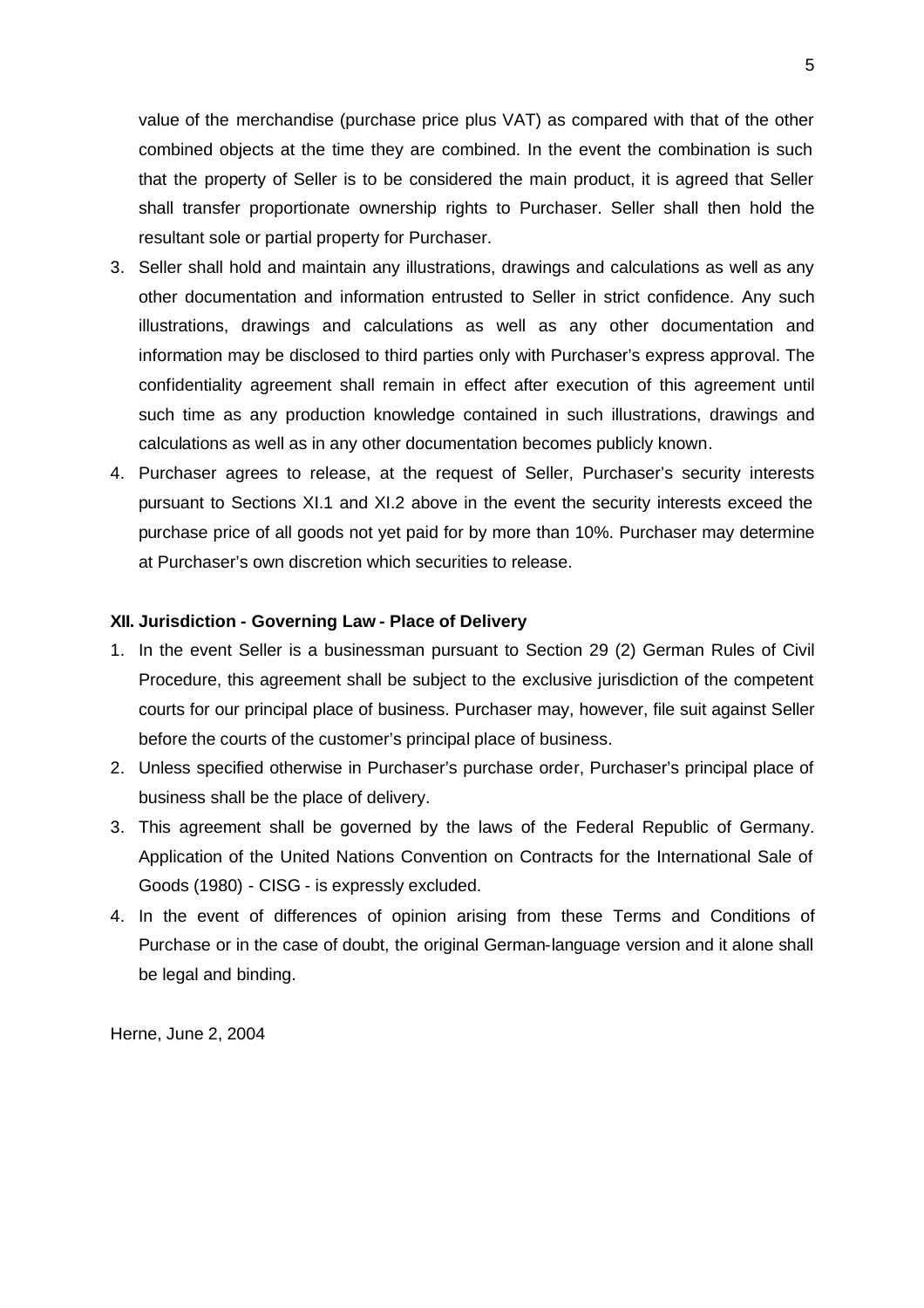value of the merchandise (purchase price plus VAT) as compared with that of the other combined objects at the time they are combined. In the event the combination is such that the property of Seller is to be considered the main product, it is agreed that Seller shall transfer proportionate ownership rights to Purchaser. Seller shall then hold the resultant sole or partial property for Purchaser.

3. Seller shall hold and maintain any illustrations, drawings and calculations as well as any other documentation and information entrusted to Seller in strict confidence. Any such illustrations, drawings and calculations as well as any other documentation and information may be disclosed to third parties only with Purchaser's express approval. The confidentiality agreement shall remain in effect after execution of this agreement until such time as any production knowledge contained in such illustrations, drawings and calculations as well as in any other documentation becomes publicly known.
4. Purchaser agrees to release, at the request of Seller, Purchaser's security interests pursuant to Sections XI.1 and XI.2 above in the event the security interests exceed the purchase price of all goods not yet paid for by more than 10%. Purchaser may determine at Purchaser's own discretion which securities to release.

**XII. Jurisdiction - Governing Law - Place of Delivery**

1. In the event Seller is a businessman pursuant to Section 29 (2) German Rules of Civil Procedure, this agreement shall be subject to the exclusive jurisdiction of the competent courts for our principal place of business. Purchaser may, however, file suit against Seller before the courts of the customer's principal place of business.
2. Unless specified otherwise in Purchaser's purchase order, Purchaser's principal place of business shall be the place of delivery.
3. This agreement shall be governed by the laws of the Federal Republic of Germany. Application of the United Nations Convention on Contracts for the International Sale of Goods (1980) - CISG - is expressly excluded.
4. In the event of differences of opinion arising from these Terms and Conditions of Purchase or in the case of doubt, the original German-language version and it alone shall be legal and binding.

Herne, June 2, 2004